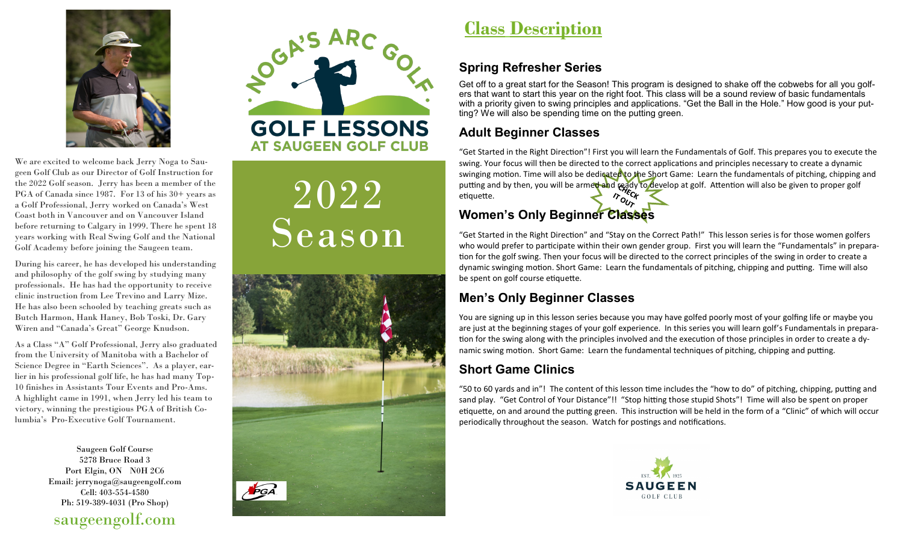We are excited to welcome back Jerry Noga to Saugeen Golf Club as our Director of Golf Instruction for the 2022 Golf season. Jerry has been a member of the PGA of Canada since 1987. For 13 of his 30+ years as a Golf Professional, Jerry worked on Canada's West Coast both in Vancouver and on Vancouver Island before returning to Calgary in 1999. There he spent 18 years working with Real Swing Golf and the National Golf Academy before joining the Saugeen team.

During his career, he has developed his understanding and philosophy of the golf swing by studying many professionals. He has had the opportunity to receive clinic instruction from Lee Trevino and Larry Mize. He has also been schooled by teaching greats such as Butch Harmon, Hank Haney, Bob Toski, Dr. Gary Wiren and "Canada's Great" George Knudson.

As a Class "A" Golf Professional, Jerry also graduated from the University of Manitoba with a Bachelor of Science Degree in "Earth Sciences". As a player, earlier in his professional golf life, he has had many Top-10 finishes in Assistants Tour Events and Pro-Ams. A highlight came in 1991, when Jerry led his team to victory, winning the prestigious PGA of British Columbia's Pro-Executive Golf Tournament.

Saugeen Golf Course
5278 Bruce Road 3
Port Elgin, ON N0H 2C6
Email: jerrynoga@saugeengolf.com
Cell: 403-554-4580
Ph: 519-389-4031 (Pro Shop)

saugeengolf.com

NOGA'S ARC GOLF

GOLF LESSONS
AT SAUGEEN GOLF CLUB

# 2022 Season

PGA

## Class Description

### Spring Refresher Series

Get off to a great start for the Season! This program is designed to shake off the cobwebs for all you golfers that want to start this year on the right foot. This class will be a sound review of basic fundamentals with a priority given to swing principles and applications. "Get the Ball in the Hole." How good is your putting? We will also be spending time on the putting green.

### Adult Beginner Classes

"Get Started in the Right Direction"! First you will learn the Fundamentals of Golf. This prepares you to execute the swing. Your focus will then be directed to the correct applications and principles necessary to create a dynamic swinging motion. Time will also be dedicated to the Short Game: Learn the fundamentals of pitching, chipping and putting and by then, you will be armed and ready to develop at golf. Attention will also be given to proper golf etiquette.

CHECK IT OUT

### Women's Only Beginner Classes

"Get Started in the Right Direction" and "Stay on the Correct Path!" This lesson series is for those women golfers who would prefer to participate within their own gender group. First you will learn the "Fundamentals" in preparation for the golf swing. Then your focus will be directed to the correct principles of the swing in order to create a dynamic swinging motion. Short Game: Learn the fundamentals of pitching, chipping and putting. Time will also be spent on golf course etiquette.

### Men's Only Beginner Classes

You are signing up in this lesson series because you may have golfed poorly most of your golfing life or maybe you are just at the beginning stages of your golf experience. In this series you will learn golf's Fundamentals in preparation for the swing along with the principles involved and the execution of those principles in order to create a dynamic swing motion. Short Game: Learn the fundamental techniques of pitching, chipping and putting.

### Short Game Clinics

"50 to 60 yards and in"! The content of this lesson time includes the "how to do" of pitching, chipping, putting and sand play. "Get Control of Your Distance"!! "Stop hitting those stupid Shots"! Time will also be spent on proper etiquette, on and around the putting green. This instruction will be held in the form of a "Clinic" of which will occur periodically throughout the season. Watch for postings and notifications.

EST. 1925
SAUGEEN
GOLF CLUB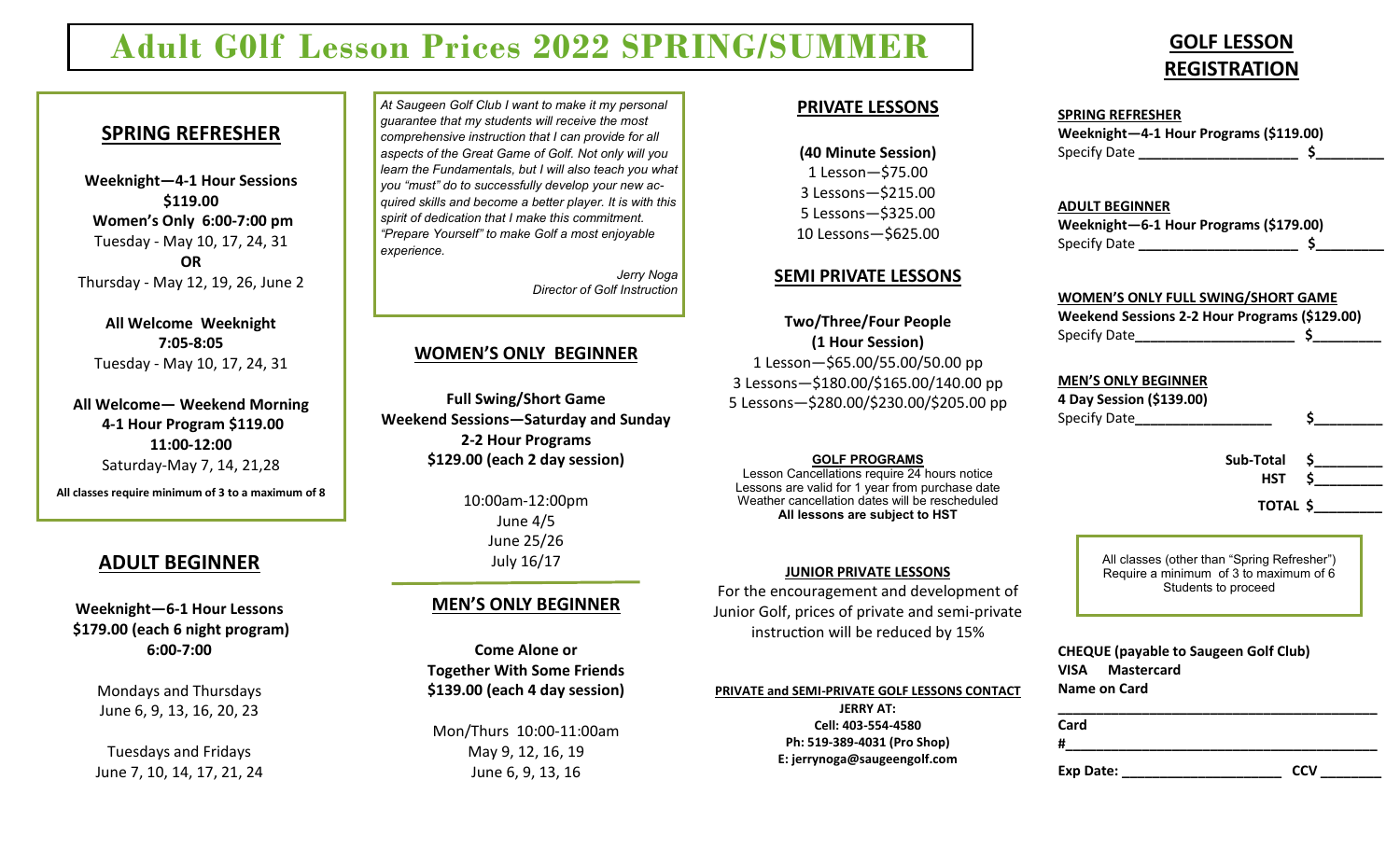# Adult G0lf Lesson Prices 2022 SPRING/SUMMER

## SPRING REFRESHER

**Weeknight—4-1 Hour Sessions**
**$119.00**
**Women's Only 6:00-7:00 pm**
Tuesday - May 10, 17, 24, 31
**OR**
Thursday - May 12, 19, 26, June 2

**All Welcome Weeknight**
**7:05-8:05**
Tuesday - May 10, 17, 24, 31

**All Welcome— Weekend Morning**
**4-1 Hour Program $119.00**
**11:00-12:00**
Saturday-May 7, 14, 21,28

**All classes require minimum of 3 to a maximum of 8**

## ADULT BEGINNER

**Weeknight—6-1 Hour Lessons**
**$179.00 (each 6 night program)**
**6:00-7:00**

Mondays and Thursdays
June 6, 9, 13, 16, 20, 23

Tuesdays and Fridays
June 7, 10, 14, 17, 21, 24

*At Saugeen Golf Club I want to make it my personal guarantee that my students will receive the most comprehensive instruction that I can provide for all aspects of the Great Game of Golf. Not only will you learn the Fundamentals, but I will also teach you what you "must" do to successfully develop your new acquired skills and become a better player. It is with this spirit of dedication that I make this commitment. "Prepare Yourself" to make Golf a most enjoyable experience.*

*Jerry Noga*
*Director of Golf Instruction*

## WOMEN'S ONLY BEGINNER

**Full Swing/Short Game**
**Weekend Sessions—Saturday and Sunday**
**2-2 Hour Programs**
**$129.00 (each 2 day session)**

10:00am-12:00pm
June 4/5
June 25/26
July 16/17

## MEN'S ONLY BEGINNER

**Come Alone or**
**Together With Some Friends**
**$139.00 (each 4 day session)**

Mon/Thurs 10:00-11:00am
May 9, 12, 16, 19
June 6, 9, 13, 16

## PRIVATE LESSONS

**(40 Minute Session)**
1 Lesson—$75.00
3 Lessons—$215.00
5 Lessons—$325.00
10 Lessons—$625.00

## SEMI PRIVATE LESSONS

**Two/Three/Four People**
**(1 Hour Session)**
1 Lesson—$65.00/55.00/50.00 pp
3 Lessons—$180.00/$165.00/140.00 pp
5 Lessons—$280.00/$230.00/$205.00 pp

**GOLF PROGRAMS**
Lesson Cancellations require 24 hours notice
Lessons are valid for 1 year from purchase date
Weather cancellation dates will be rescheduled
**All lessons are subject to HST**

**JUNIOR PRIVATE LESSONS**
For the encouragement and development of Junior Golf, prices of private and semi-private instruction will be reduced by 15%

**PRIVATE and SEMI-PRIVATE GOLF LESSONS CONTACT**
**JERRY AT:**
**Cell: 403-554-4580**
**Ph: 519-389-4031 (Pro Shop)**
**E: jerrynoga@saugeengolf.com**

## GOLF LESSON REGISTRATION

**SPRING REFRESHER**
**Weeknight—4-1 Hour Programs ($119.00)**
Specify Date ____________________ $________

**ADULT BEGINNER**
**Weeknight—6-1 Hour Programs ($179.00)**
Specify Date ____________________ $________

**WOMEN'S ONLY FULL SWING/SHORT GAME**
**Weekend Sessions 2-2 Hour Programs ($129.00)**
Specify Date____________________ $________

**MEN'S ONLY BEGINNER**
**4 Day Session ($139.00)**
Specify Date_________________ $________

**Sub-Total** $________
**HST** $________
**TOTAL** $________

All classes (other than "Spring Refresher") Require a minimum of 3 to maximum of 6 Students to proceed

**CHEQUE (payable to Saugeen Golf Club)**
**VISA Mastercard**
**Name on Card**
________________________________________
**Card #**________________________________________
**Exp Date:** ____________________ **CCV** ________